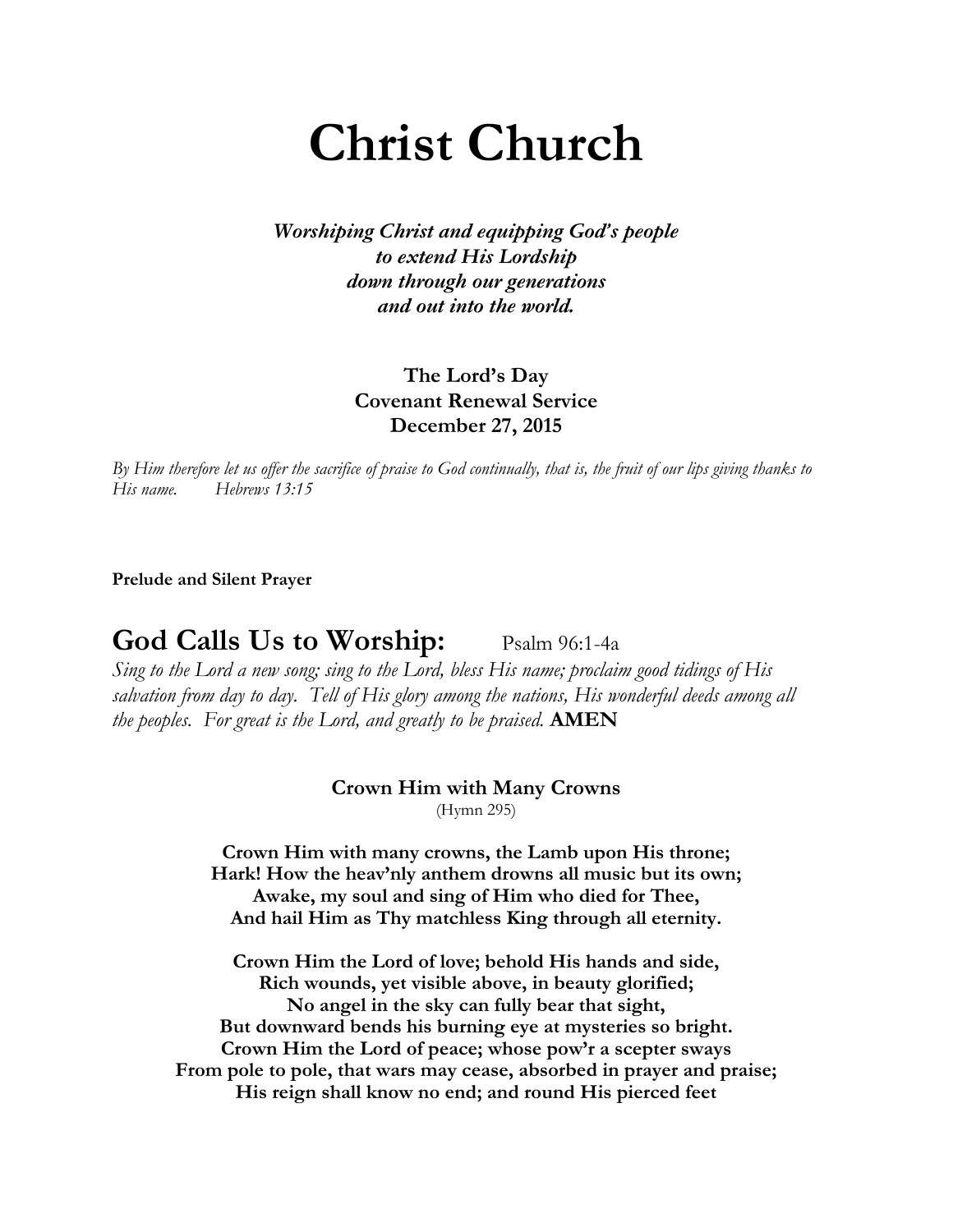# Christ Church

***Worshiping Christ and equipping God's people***
***to extend His Lordship***
***down through our generations***
***and out into the world.***

**The Lord's Day**
**Covenant Renewal Service**
**December 27, 2015**

*By Him therefore let us offer the sacrifice of praise to God continually, that is, the fruit of our lips giving thanks to His name. Hebrews 13:15*

**Prelude and Silent Prayer**

## God Calls Us to Worship: Psalm 96:1-4a

*Sing to the Lord a new song; sing to the Lord, bless His name; proclaim good tidings of His salvation from day to day. Tell of His glory among the nations, His wonderful deeds among all the peoples. For great is the Lord, and greatly to be praised.* **AMEN**

**Crown Him with Many Crowns**
(Hymn 295)

**Crown Him with many crowns, the Lamb upon His throne;**
**Hark! How the heav'nly anthem drowns all music but its own;**
**Awake, my soul and sing of Him who died for Thee,**
**And hail Him as Thy matchless King through all eternity.**

**Crown Him the Lord of love; behold His hands and side,**
**Rich wounds, yet visible above, in beauty glorified;**
**No angel in the sky can fully bear that sight,**
**But downward bends his burning eye at mysteries so bright.**
**Crown Him the Lord of peace; whose pow'r a scepter sways**
**From pole to pole, that wars may cease, absorbed in prayer and praise;**
**His reign shall know no end; and round His pierced feet**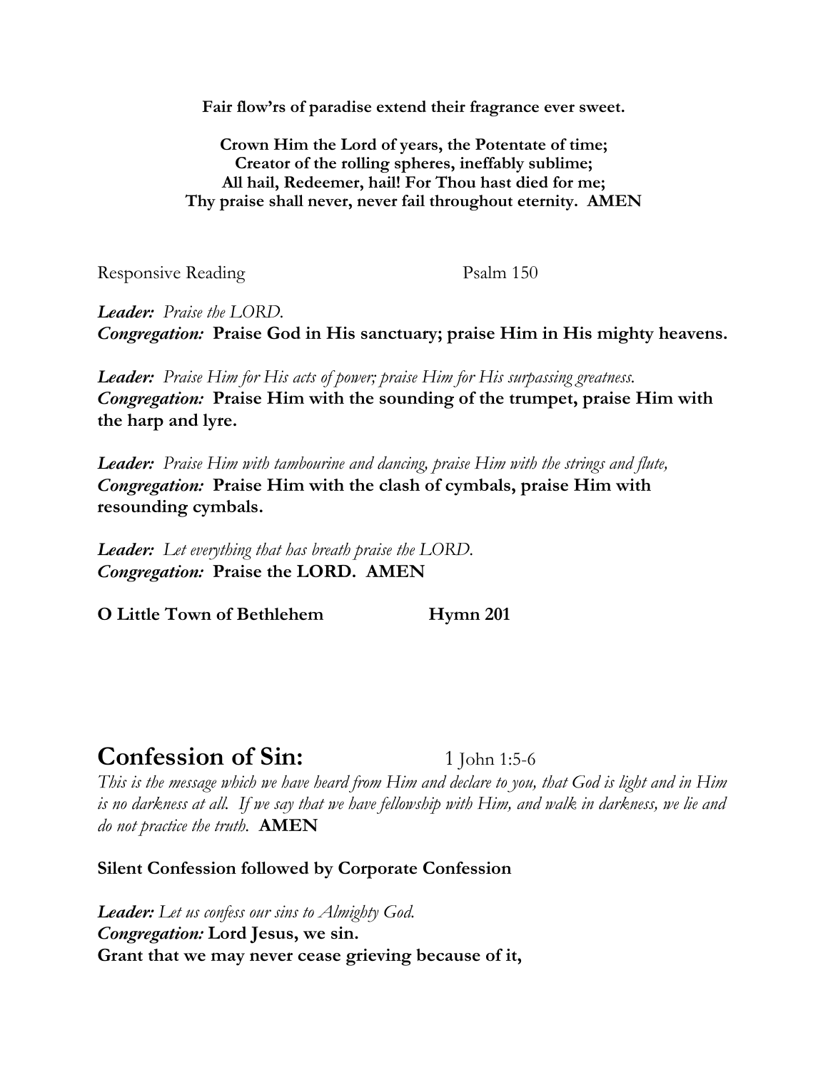**Fair flow'rs of paradise extend their fragrance ever sweet.**

**Crown Him the Lord of years, the Potentate of time;**
**Creator of the rolling spheres, ineffably sublime;**
**All hail, Redeemer, hail! For Thou hast died for me;**
**Thy praise shall never, never fail throughout eternity. AMEN**

Responsive Reading Psalm 150

***Leader:*** *Praise the LORD.*
***Congregation:*** **Praise God in His sanctuary; praise Him in His mighty heavens.**

***Leader:*** *Praise Him for His acts of power; praise Him for His surpassing greatness.*
***Congregation:*** **Praise Him with the sounding of the trumpet, praise Him with the harp and lyre.**

***Leader:*** *Praise Him with tambourine and dancing, praise Him with the strings and flute,*
***Congregation:*** **Praise Him with the clash of cymbals, praise Him with resounding cymbals.**

***Leader:*** *Let everything that has breath praise the LORD.*
***Congregation:*** **Praise the LORD. AMEN**

**O Little Town of Bethlehem Hymn 201**

## Confession of Sin: 1 John 1:5-6

*This is the message which we have heard from Him and declare to you, that God is light and in Him is no darkness at all. If we say that we have fellowship with Him, and walk in darkness, we lie and do not practice the truth.* **AMEN**

**Silent Confession followed by Corporate Confession**

***Leader:*** *Let us confess our sins to Almighty God.*
***Congregation:*** **Lord Jesus, we sin.**
**Grant that we may never cease grieving because of it,**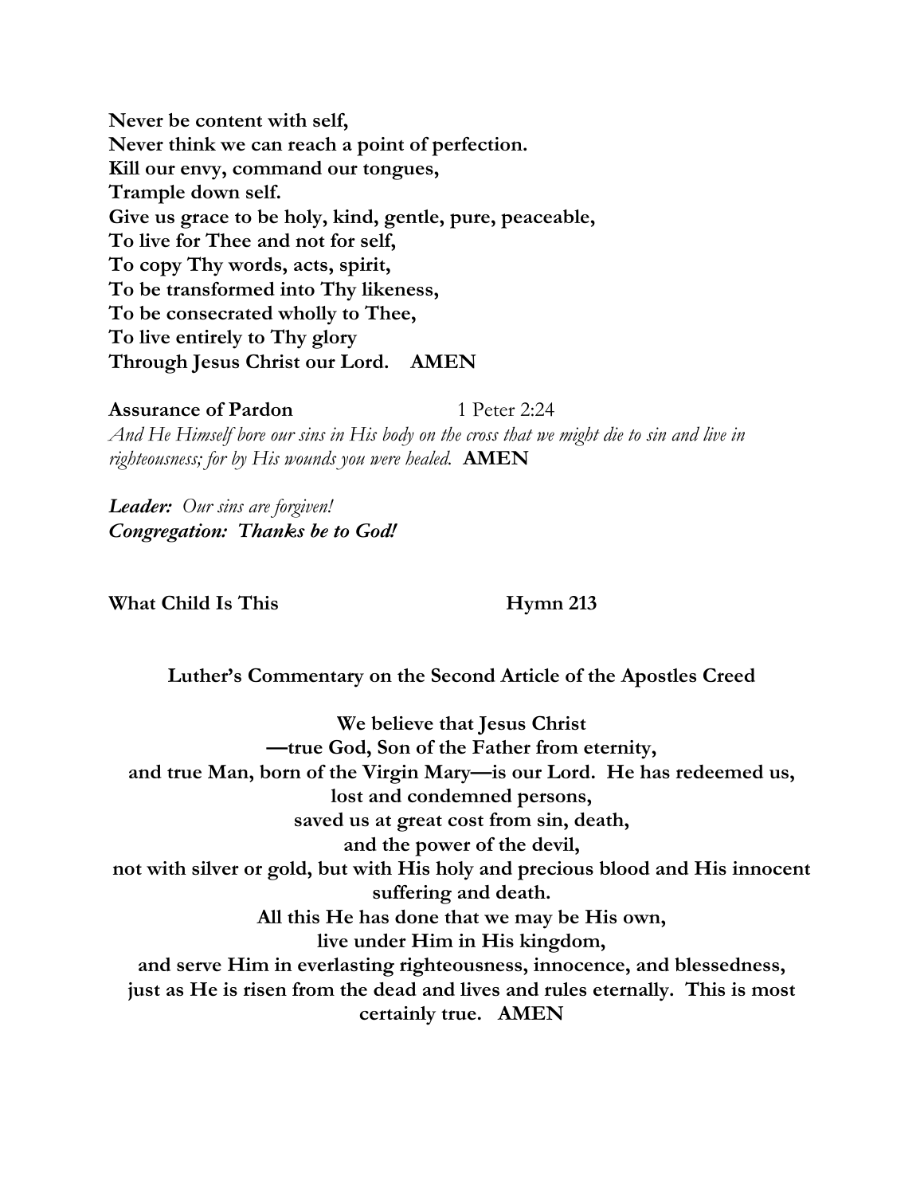**Never be content with self,**
**Never think we can reach a point of perfection.**
**Kill our envy, command our tongues,**
**Trample down self.**
**Give us grace to be holy, kind, gentle, pure, peaceable,**
**To live for Thee and not for self,**
**To copy Thy words, acts, spirit,**
**To be transformed into Thy likeness,**
**To be consecrated wholly to Thee,**
**To live entirely to Thy glory**
**Through Jesus Christ our Lord. AMEN**

**Assurance of Pardon** 1 Peter 2:24

*And He Himself bore our sins in His body on the cross that we might die to sin and live in righteousness; for by His wounds you were healed.* **AMEN**

***Leader:*** *Our sins are forgiven!*
***Congregation: Thanks be to God!***

**What Child Is This** **Hymn 213**

**Luther's Commentary on the Second Article of the Apostles Creed**

**We believe that Jesus Christ**
**—true God, Son of the Father from eternity,**
**and true Man, born of the Virgin Mary—is our Lord. He has redeemed us,**
**lost and condemned persons,**
**saved us at great cost from sin, death,**
**and the power of the devil,**
**not with silver or gold, but with His holy and precious blood and His innocent suffering and death.**
**All this He has done that we may be His own,**
**live under Him in His kingdom,**
**and serve Him in everlasting righteousness, innocence, and blessedness,**
**just as He is risen from the dead and lives and rules eternally. This is most certainly true. AMEN**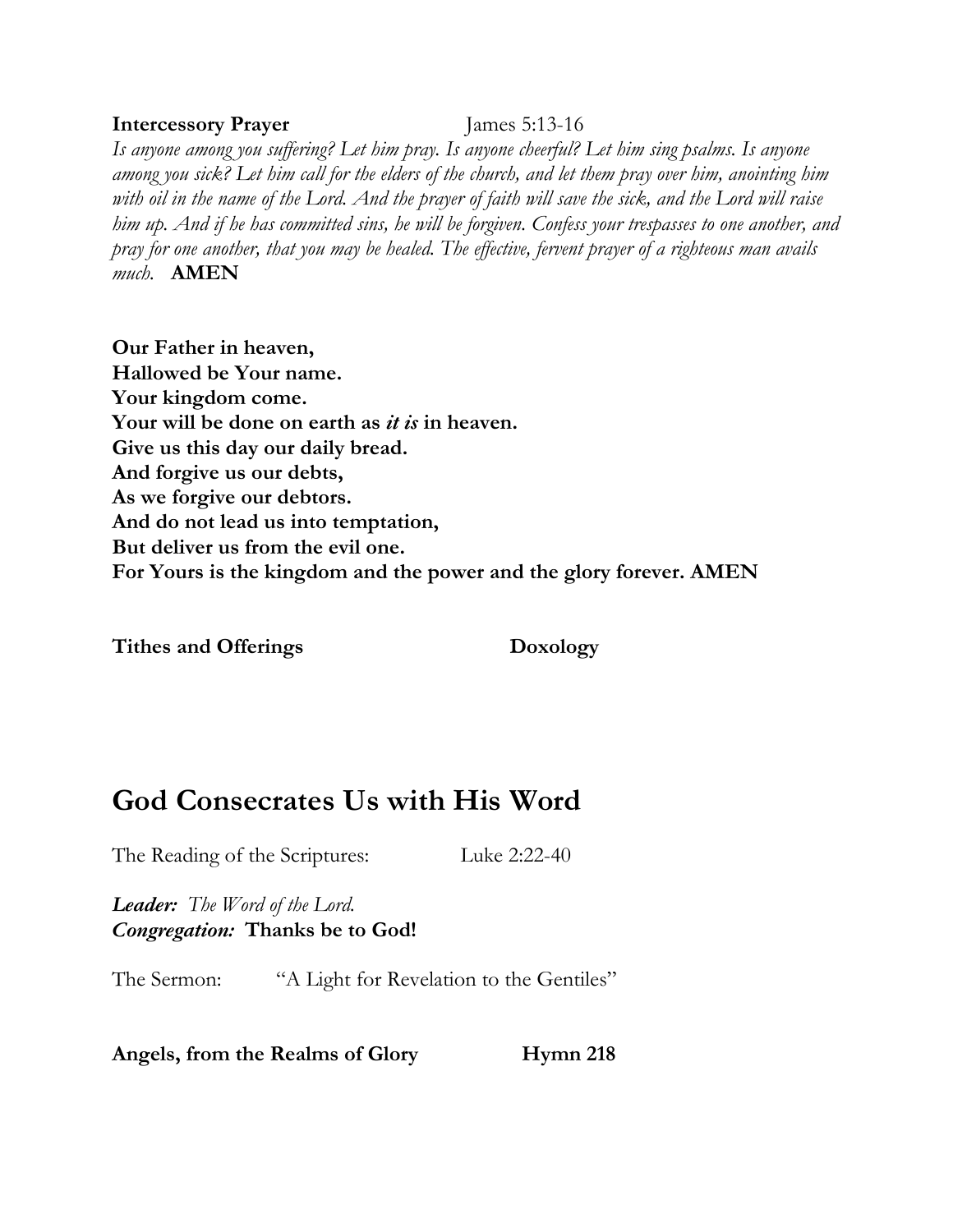**Intercessory Prayer** James 5:13-16

*Is anyone among you suffering? Let him pray. Is anyone cheerful? Let him sing psalms. Is anyone among you sick? Let him call for the elders of the church, and let them pray over him, anointing him with oil in the name of the Lord. And the prayer of faith will save the sick, and the Lord will raise him up. And if he has committed sins, he will be forgiven. Confess your trespasses to one another, and pray for one another, that you may be healed. The effective, fervent prayer of a righteous man avails much.* **AMEN**

**Our Father in heaven,**
**Hallowed be Your name.**
**Your kingdom come.**
**Your will be done on earth as *it is* in heaven.**
**Give us this day our daily bread.**
**And forgive us our debts,**
**As we forgive our debtors.**
**And do not lead us into temptation,**
**But deliver us from the evil one.**
**For Yours is the kingdom and the power and the glory forever. AMEN**

**Tithes and Offerings** **Doxology**

# God Consecrates Us with His Word

The Reading of the Scriptures: Luke 2:22-40

***Leader:*** *The Word of the Lord.*
***Congregation:*** **Thanks be to God!**

The Sermon: "A Light for Revelation to the Gentiles"

**Angels, from the Realms of Glory** **Hymn 218**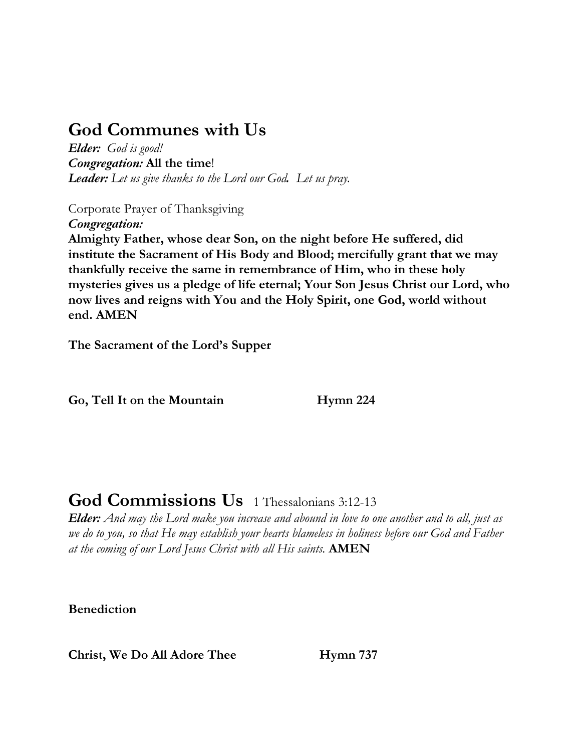## God Communes with Us

***Elder:*** *God is good!*
***Congregation:*** **All the time**!
***Leader:*** *Let us give thanks to the Lord our God. Let us pray.*

Corporate Prayer of Thanksgiving
***Congregation:***
**Almighty Father, whose dear Son, on the night before He suffered, did institute the Sacrament of His Body and Blood; mercifully grant that we may thankfully receive the same in remembrance of Him, who in these holy mysteries gives us a pledge of life eternal; Your Son Jesus Christ our Lord, who now lives and reigns with You and the Holy Spirit, one God, world without end. AMEN**

**The Sacrament of the Lord's Supper**

**Go, Tell It on the Mountain Hymn 224**

## God Commissions Us 1 Thessalonians 3:12-13

***Elder:*** *And may the Lord make you increase and abound in love to one another and to all, just as we do to you, so that He may establish your hearts blameless in holiness before our God and Father at the coming of our Lord Jesus Christ with all His saints.* **AMEN**

**Benediction**

**Christ, We Do All Adore Thee Hymn 737**